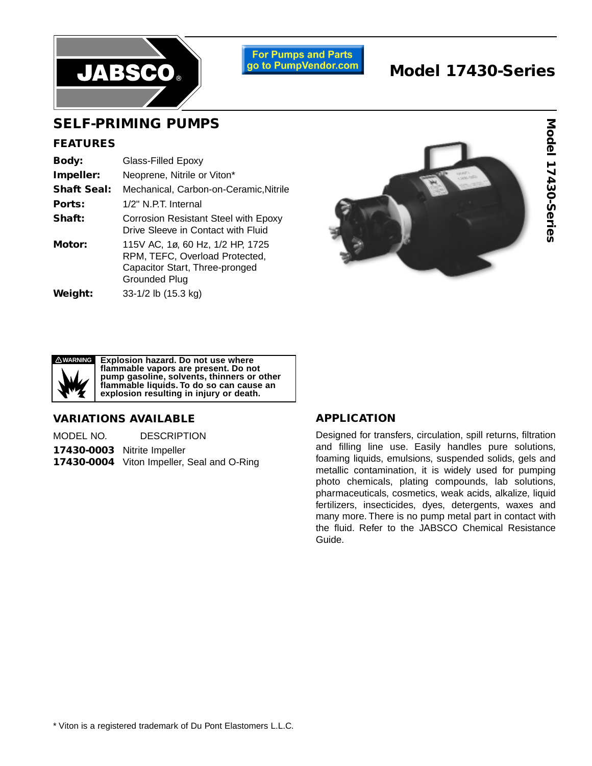# Model 17430-Series

For Pumps and Parts go to PumpVendor.com

## SELF-PRIMING PUMPS

### FEATURES

| | |
|---|---|
| **Body:** | Glass-Filled Epoxy |
| **Impeller:** | Neoprene, Nitrile or Viton* |
| **Shaft Seal:** | Mechanical, Carbon-on-Ceramic,Nitrile |
| **Ports:** | 1/2" N.P.T. Internal |
| **Shaft:** | Corrosion Resistant Steel with Epoxy Drive Sleeve in Contact with Fluid |
| **Motor:** | 115V AC, 1ø, 60 Hz, 1/2 HP, 1725 RPM, TEFC, Overload Protected, Capacitor Start, Three-pronged Grounded Plug |
| **Weight:** | 33-1/2 lb (15.3 kg) |

**⚠WARNING** **Explosion hazard. Do not use where flammable vapors are present. Do not pump gasoline, solvents, thinners or other flammable liquids. To do so can cause an explosion resulting in injury or death.**

### VARIATIONS AVAILABLE

| MODEL NO. | DESCRIPTION |
|---|---|
| **17430-0003** | Nitrite Impeller |
| **17430-0004** | Viton Impeller, Seal and O-Ring |

### APPLICATION

Designed for transfers, circulation, spill returns, filtration and filling line use. Easily handles pure solutions, foaming liquids, emulsions, suspended solids, gels and metallic contamination, it is widely used for pumping photo chemicals, plating compounds, lab solutions, pharmaceuticals, cosmetics, weak acids, alkalize, liquid fertilizers, insecticides, dyes, detergents, waxes and many more. There is no pump metal part in contact with the fluid. Refer to the JABSCO Chemical Resistance Guide.

\* Viton is a registered trademark of Du Pont Elastomers L.L.C.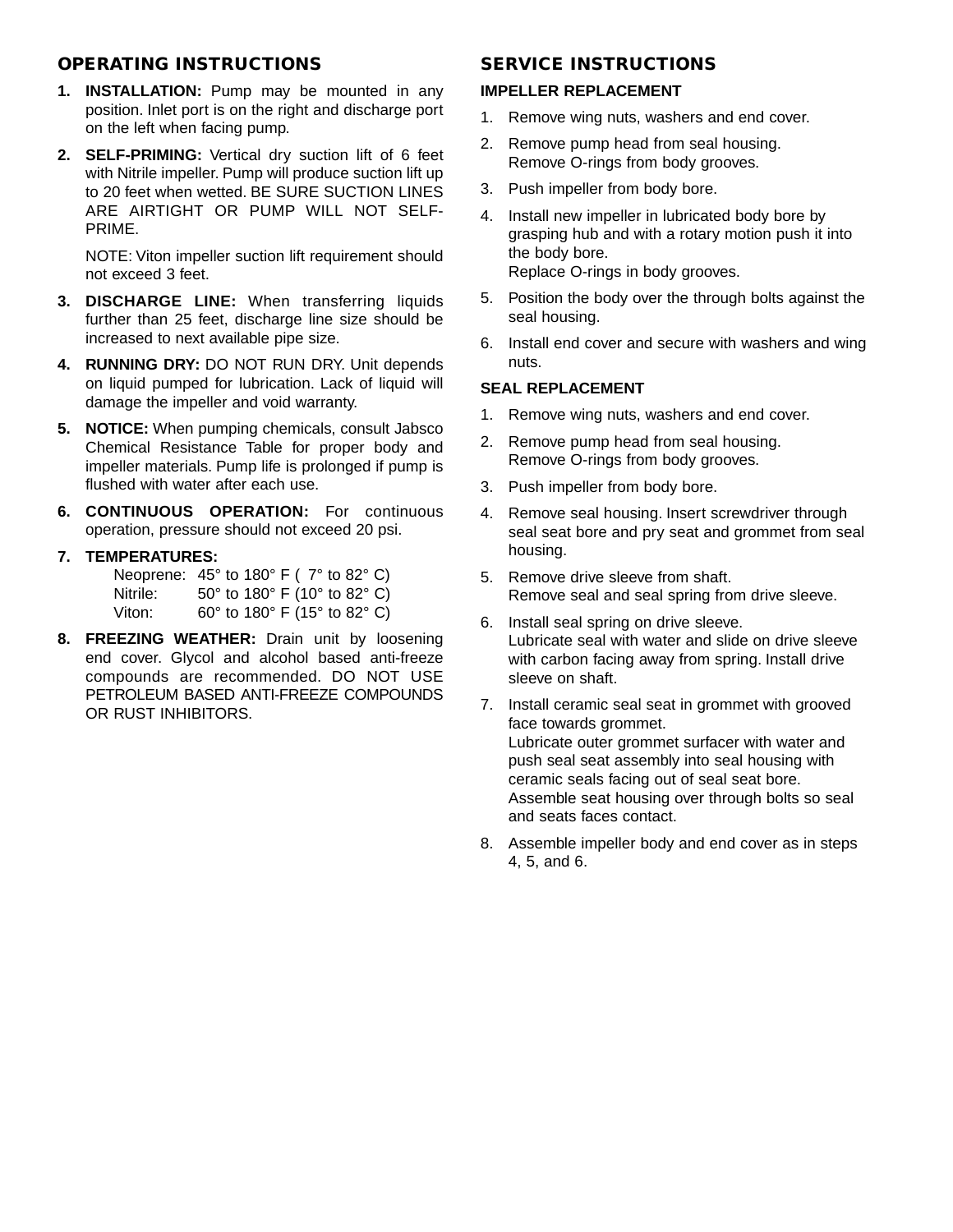## OPERATING INSTRUCTIONS

1. **INSTALLATION:** Pump may be mounted in any position. Inlet port is on the right and discharge port on the left when facing pump.
2. **SELF-PRIMING:** Vertical dry suction lift of 6 feet with Nitrile impeller. Pump will produce suction lift up to 20 feet when wetted. BE SURE SUCTION LINES ARE AIRTIGHT OR PUMP WILL NOT SELF-PRIME.

   NOTE: Viton impeller suction lift requirement should not exceed 3 feet.
3. **DISCHARGE LINE:** When transferring liquids further than 25 feet, discharge line size should be increased to next available pipe size.
4. **RUNNING DRY:** DO NOT RUN DRY. Unit depends on liquid pumped for lubrication. Lack of liquid will damage the impeller and void warranty.
5. **NOTICE:** When pumping chemicals, consult Jabsco Chemical Resistance Table for proper body and impeller materials. Pump life is prolonged if pump is flushed with water after each use.
6. **CONTINUOUS OPERATION:** For continuous operation, pressure should not exceed 20 psi.
7. **TEMPERATURES:**
   - Neoprene: 45° to 180° F ( 7° to 82° C)
   - Nitrile: 50° to 180° F (10° to 82° C)
   - Viton: 60° to 180° F (15° to 82° C)
8. **FREEZING WEATHER:** Drain unit by loosening end cover. Glycol and alcohol based anti-freeze compounds are recommended. DO NOT USE PETROLEUM BASED ANTI-FREEZE COMPOUNDS OR RUST INHIBITORS.

## SERVICE INSTRUCTIONS

### IMPELLER REPLACEMENT

1. Remove wing nuts, washers and end cover.
2. Remove pump head from seal housing.
   Remove O-rings from body grooves.
3. Push impeller from body bore.
4. Install new impeller in lubricated body bore by grasping hub and with a rotary motion push it into the body bore.
   Replace O-rings in body grooves.
5. Position the body over the through bolts against the seal housing.
6. Install end cover and secure with washers and wing nuts.

### SEAL REPLACEMENT

1. Remove wing nuts, washers and end cover.
2. Remove pump head from seal housing.
   Remove O-rings from body grooves.
3. Push impeller from body bore.
4. Remove seal housing. Insert screwdriver through seal seat bore and pry seat and grommet from seal housing.
5. Remove drive sleeve from shaft.
   Remove seal and seal spring from drive sleeve.
6. Install seal spring on drive sleeve.
   Lubricate seal with water and slide on drive sleeve with carbon facing away from spring. Install drive sleeve on shaft.
7. Install ceramic seal seat in grommet with grooved face towards grommet.
   Lubricate outer grommet surfacer with water and push seal seat assembly into seal housing with ceramic seals facing out of seal seat bore.
   Assemble seat housing over through bolts so seal and seats faces contact.
8. Assemble impeller body and end cover as in steps 4, 5, and 6.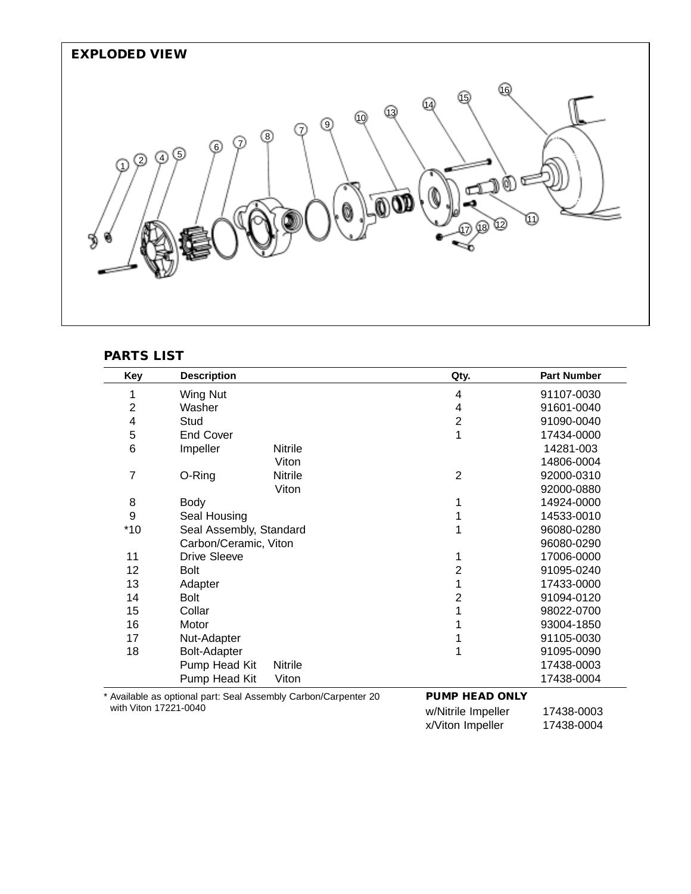## EXPLODED VIEW

## PARTS LIST

| Key | Description | | Qty. | Part Number |
|---|---|---|---|---|
| 1 | Wing Nut | | 4 | 91107-0030 |
| 2 | Washer | | 4 | 91601-0040 |
| 4 | Stud | | 2 | 91090-0040 |
| 5 | End Cover | | 1 | 17434-0000 |
| 6 | Impeller | Nitrile | | 14281-003 |
| | | Viton | | 14806-0004 |
| 7 | O-Ring | Nitrile | 2 | 92000-0310 |
| | | Viton | | 92000-0880 |
| 8 | Body | | 1 | 14924-0000 |
| 9 | Seal Housing | | 1 | 14533-0010 |
| *10 | Seal Assembly, Standard | | 1 | 96080-0280 |
| | Carbon/Ceramic, Viton | | | 96080-0290 |
| 11 | Drive Sleeve | | 1 | 17006-0000 |
| 12 | Bolt | | 2 | 91095-0240 |
| 13 | Adapter | | 1 | 17433-0000 |
| 14 | Bolt | | 2 | 91094-0120 |
| 15 | Collar | | 1 | 98022-0700 |
| 16 | Motor | | 1 | 93004-1850 |
| 17 | Nut-Adapter | | 1 | 91105-0030 |
| 18 | Bolt-Adapter | | 1 | 91095-0090 |
| | Pump Head Kit | Nitrile | | 17438-0003 |
| | Pump Head Kit | Viton | | 17438-0004 |

* Available as optional part: Seal Assembly Carbon/Carpenter 20 with Viton 17221-0040

**PUMP HEAD ONLY**

| | |
|---|---|
| w/Nitrile Impeller | 17438-0003 |
| x/Viton Impeller | 17438-0004 |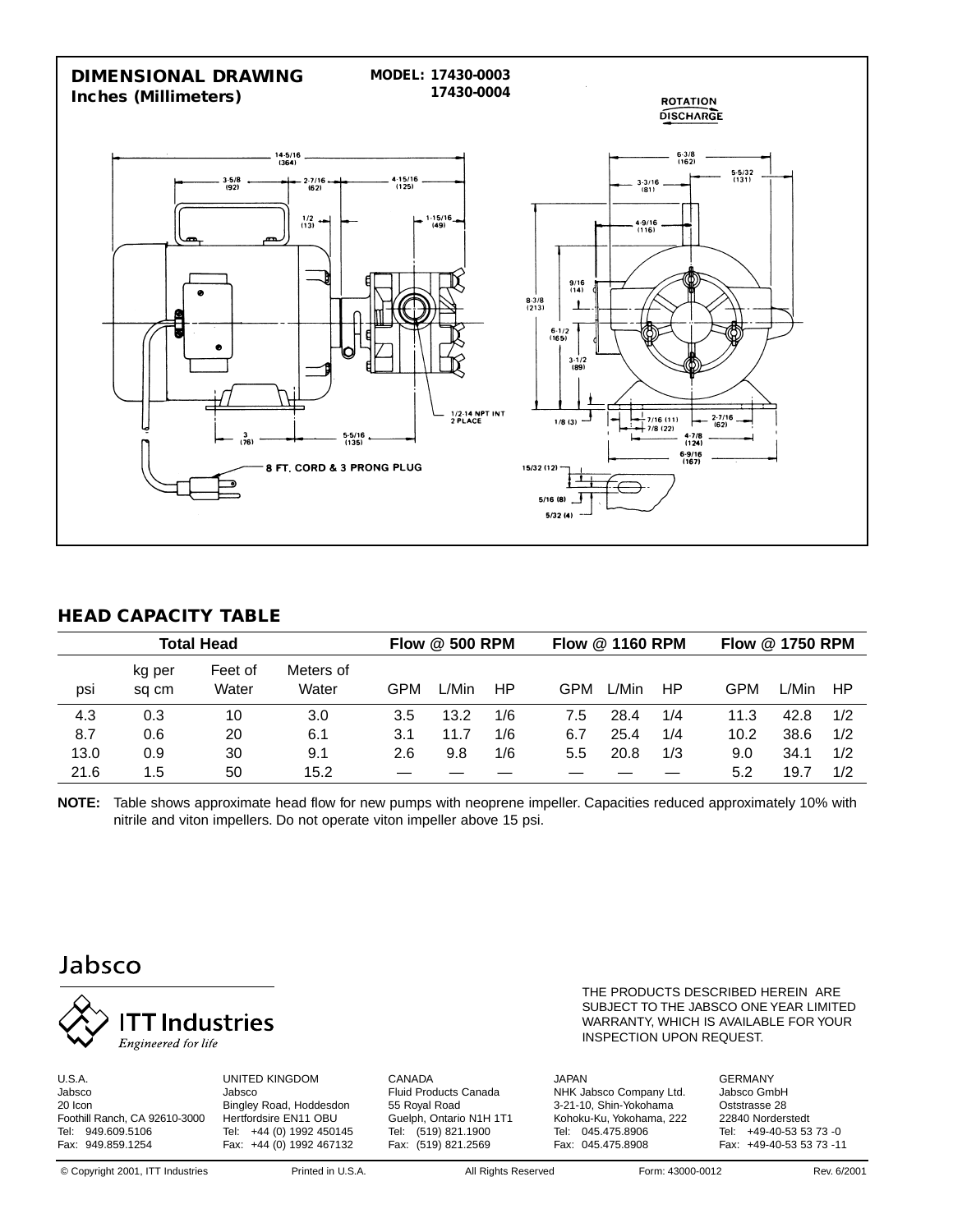**DIMENSIONAL DRAWING**
**Inches (Millimeters)**

**MODEL: 17430-0003**
**17430-0004**

ROTATION
DISCHARGE

14-5/16 (364)
3-5/8 (92)
2-7/16 (62)
4-15/16 (125)
1/2 (13)
1-15/16 (49)
3 (76)
5-5/16 (135)
1/2-14 NPT INT 2 PLACE
8 FT. CORD & 3 PRONG PLUG

6-3/8 (162)
5-5/32 (131)
3-3/16 (81)
4-9/16 (116)
9/16 (14)
8-3/8 (213)
6-1/2 (165)
3-1/2 (89)
1/8 (3)
7/16 (11)
7/8 (22)
2-7/16 (62)
4-7/8 (124)
6-9/16 (167)
15/32 (12)
5/16 (8)
5/32 (4)

## HEAD CAPACITY TABLE

| Total Head | | | | Flow @ 500 RPM | | | Flow @ 1160 RPM | | | Flow @ 1750 RPM | | |
|---|---|---|---|---|---|---|---|---|---|---|---|---|
| psi | kg per sq cm | Feet of Water | Meters of Water | GPM | L/Min | HP | GPM | L/Min | HP | GPM | L/Min | HP |
| 4.3 | 0.3 | 10 | 3.0 | 3.5 | 13.2 | 1/6 | 7.5 | 28.4 | 1/4 | 11.3 | 42.8 | 1/2 |
| 8.7 | 0.6 | 20 | 6.1 | 3.1 | 11.7 | 1/6 | 6.7 | 25.4 | 1/4 | 10.2 | 38.6 | 1/2 |
| 13.0 | 0.9 | 30 | 9.1 | 2.6 | 9.8 | 1/6 | 5.5 | 20.8 | 1/3 | 9.0 | 34.1 | 1/2 |
| 21.6 | 1.5 | 50 | 15.2 | — | — | — | — | — | — | 5.2 | 19.7 | 1/2 |

**NOTE:** Table shows approximate head flow for new pumps with neoprene impeller. Capacities reduced approximately 10% with nitrile and viton impellers. Do not operate viton impeller above 15 psi.

Jabsco

ITT Industries
*Engineered for life*

THE PRODUCTS DESCRIBED HEREIN ARE SUBJECT TO THE JABSCO ONE YEAR LIMITED WARRANTY, WHICH IS AVAILABLE FOR YOUR INSPECTION UPON REQUEST.

U.S.A.
Jabsco
20 Icon
Foothill Ranch, CA 92610-3000
Tel: 949.609.5106
Fax: 949.859.1254

UNITED KINGDOM
Jabsco
Bingley Road, Hoddesdon
Hertfordsire EN11 OBU
Tel: +44 (0) 1992 450145
Fax: +44 (0) 1992 467132

CANADA
Fluid Products Canada
55 Royal Road
Guelph, Ontario N1H 1T1
Tel: (519) 821.1900
Fax: (519) 821.2569

JAPAN
NHK Jabsco Company Ltd.
3-21-10, Shin-Yokohama
Kohoku-Ku, Yokohama, 222
Tel: 045.475.8906
Fax: 045.475.8908

GERMANY
Jabsco GmbH
Oststrasse 28
22840 Norderstedt
Tel: +49-40-53 53 73 -0
Fax: +49-40-53 53 73 -11

© Copyright 2001, ITT Industries    Printed in U.S.A.    All Rights Reserved    Form: 43000-0012    Rev. 6/2001